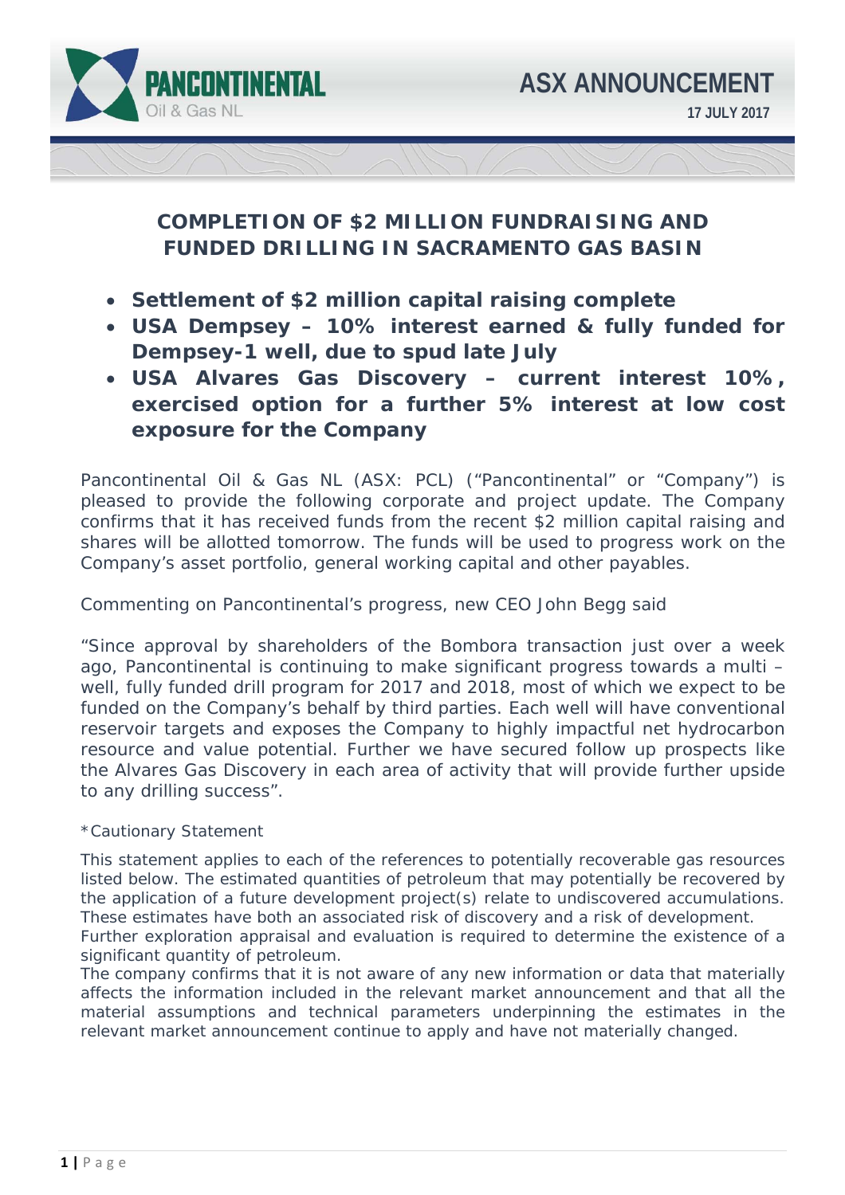PANCONTINENTAL Oil & Gas NL

ASX ANNOUNCEMENT

17 JULY 2017

# COMPLETION OF $2 MILLION FUNDRAISING AND FUNDED DRILLING IN SACRAMENTO GAS BASIN

- **Settlement of $2 million capital raising complete**
- **USA Dempsey – 10% interest earned & fully funded for Dempsey-1 well, due to spud late July**
- **USA Alvares Gas Discovery – current interest 10%, exercised option for a further 5% interest at low cost exposure for the Company**

Pancontinental Oil & Gas NL (ASX: PCL) ("Pancontinental" or "Company") is pleased to provide the following corporate and project update. The Company confirms that it has received funds from the recent $2 million capital raising and shares will be allotted tomorrow. The funds will be used to progress work on the Company's asset portfolio, general working capital and other payables.

Commenting on Pancontinental's progress, new CEO John Begg said

"Since approval by shareholders of the Bombora transaction just over a week ago, Pancontinental is continuing to make significant progress towards a multi – well, fully funded drill program for 2017 and 2018, most of which we expect to be funded on the Company's behalf by third parties. Each well will have conventional reservoir targets and exposes the Company to highly impactful net hydrocarbon resource and value potential. Further we have secured follow up prospects like the Alvares Gas Discovery in each area of activity that will provide further upside to any drilling success".

*Cautionary Statement

This statement applies to each of the references to potentially recoverable gas resources listed below. The estimated quantities of petroleum that may potentially be recovered by the application of a future development project(s) relate to undiscovered accumulations. These estimates have both an associated risk of discovery and a risk of development.
Further exploration appraisal and evaluation is required to determine the existence of a significant quantity of petroleum.
The company confirms that it is not aware of any new information or data that materially affects the information included in the relevant market announcement and that all the material assumptions and technical parameters underpinning the estimates in the relevant market announcement continue to apply and have not materially changed.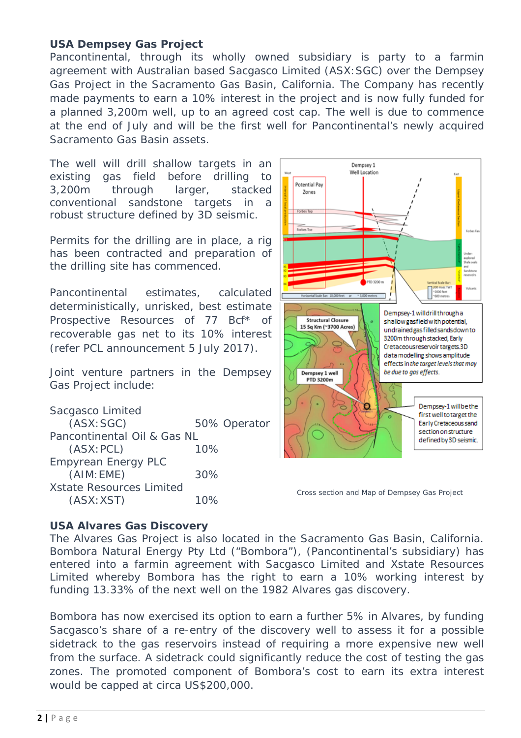### USA Dempsey Gas Project

Pancontinental, through its wholly owned subsidiary is party to a farmin agreement with Australian based Sagcasco Limited (ASX:SGC) over the Dempsey Gas Project in the Sacramento Gas Basin, California. The Company has recently made payments to earn a 10% interest in the project and is now fully funded for a planned 3,200m well, up to an agreed cost cap. The well is due to commence at the end of July and will be the first well for Pancontinental's newly acquired Sacramento Gas Basin assets.

The well will drill shallow targets in an existing gas field before drilling to 3,200m through larger, stacked conventional sandstone targets in a robust structure defined by 3D seismic.

Permits for the drilling are in place, a rig has been contracted and preparation of the drilling site has commenced.

Pancontinental estimates, calculated deterministically, unrisked, best estimate Prospective Resources of 77 Bcf* of recoverable gas net to its 10% interest (refer PCL announcement 5 July 2017).

Joint venture partners in the Dempsey Gas Project include:

| | |
|---|---|
| Sagcasco Limited (ASX:SGC) | 50% Operator |
| Pancontinental Oil & Gas NL (ASX:PCL) | 10% |
| Empyrean Energy PLC (AIM:EME) | 30% |
| Xstate Resources Limited (ASX:XST) | 10% |

Cross section and Map of Dempsey Gas Project

### USA Alvares Gas Discovery

The Alvares Gas Project is also located in the Sacramento Gas Basin, California. Bombora Natural Energy Pty Ltd ("Bombora"), (Pancontinental's subsidiary) has entered into a farmin agreement with Sagcasco Limited and Xstate Resources Limited whereby Bombora has the right to earn a 10% working interest by funding 13.33% of the next well on the 1982 Alvares gas discovery.

Bombora has now exercised its option to earn a further 5% in Alvares, by funding Sagcasco's share of a re-entry of the discovery well to assess it for a possible sidetrack to the gas reservoirs instead of requiring a more expensive new well from the surface. A sidetrack could significantly reduce the cost of testing the gas zones. The promoted component of Bombora's cost to earn its extra interest would be capped at circa US$200,000.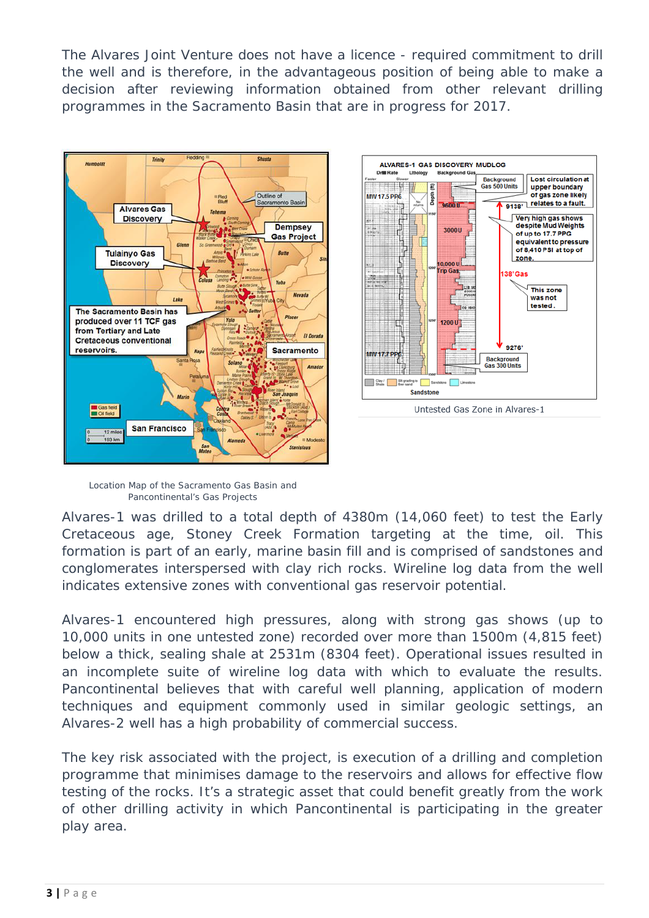The Alvares Joint Venture does not have a licence - required commitment to drill the well and is therefore, in the advantageous position of being able to make a decision after reviewing information obtained from other relevant drilling programmes in the Sacramento Basin that are in progress for 2017.

Location Map of the Sacramento Gas Basin and Pancontinental's Gas Projects

Untested Gas Zone in Alvares-1

Alvares-1 was drilled to a total depth of 4380m (14,060 feet) to test the Early Cretaceous age, Stoney Creek Formation targeting at the time, oil. This formation is part of an early, marine basin fill and is comprised of sandstones and conglomerates interspersed with clay rich rocks. Wireline log data from the well indicates extensive zones with conventional gas reservoir potential.

Alvares-1 encountered high pressures, along with strong gas shows (up to 10,000 units in one untested zone) recorded over more than 1500m (4,815 feet) below a thick, sealing shale at 2531m (8304 feet). Operational issues resulted in an incomplete suite of wireline log data with which to evaluate the results. Pancontinental believes that with careful well planning, application of modern techniques and equipment commonly used in similar geologic settings, an Alvares-2 well has a high probability of commercial success.

The key risk associated with the project, is execution of a drilling and completion programme that minimises damage to the reservoirs and allows for effective flow testing of the rocks. It's a strategic asset that could benefit greatly from the work of other drilling activity in which Pancontinental is participating in the greater play area.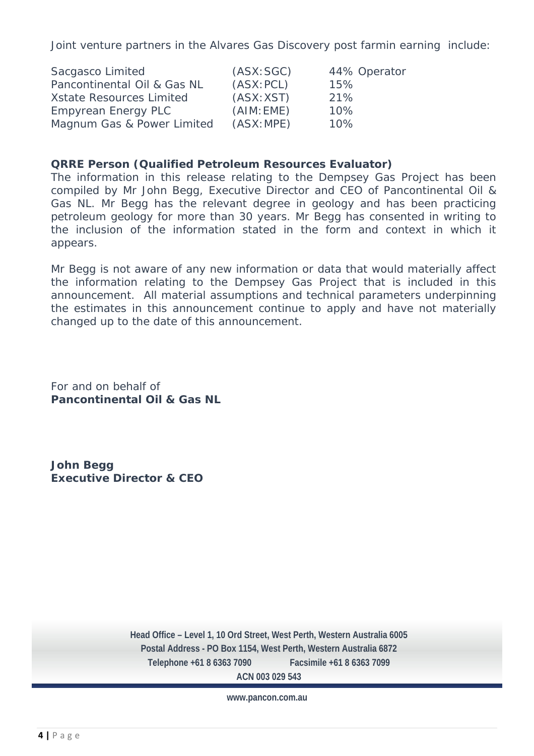Joint venture partners in the Alvares Gas Discovery post farmin earning include:

| | | |
|---|---|---|
| Sacgasco Limited | (ASX:SGC) | 44% Operator |
| Pancontinental Oil & Gas NL | (ASX:PCL) | 15% |
| Xstate Resources Limited | (ASX:XST) | 21% |
| Empyrean Energy PLC | (AIM:EME) | 10% |
| Magnum Gas & Power Limited | (ASX:MPE) | 10% |

**QRRE Person (Qualified Petroleum Resources Evaluator)**

The information in this release relating to the Dempsey Gas Project has been compiled by Mr John Begg, Executive Director and CEO of Pancontinental Oil & Gas NL. Mr Begg has the relevant degree in geology and has been practicing petroleum geology for more than 30 years. Mr Begg has consented in writing to the inclusion of the information stated in the form and context in which it appears.

Mr Begg is not aware of any new information or data that would materially affect the information relating to the Dempsey Gas Project that is included in this announcement. All material assumptions and technical parameters underpinning the estimates in this announcement continue to apply and have not materially changed up to the date of this announcement.

For and on behalf of
**Pancontinental Oil & Gas NL**

**John Begg**
**Executive Director & CEO**

Head Office – Level 1, 10 Ord Street, West Perth, Western Australia 6005
Postal Address - PO Box 1154, West Perth, Western Australia 6872
Telephone +61 8 6363 7090 Facsimile +61 8 6363 7099
ACN 003 029 543

www.pancon.com.au